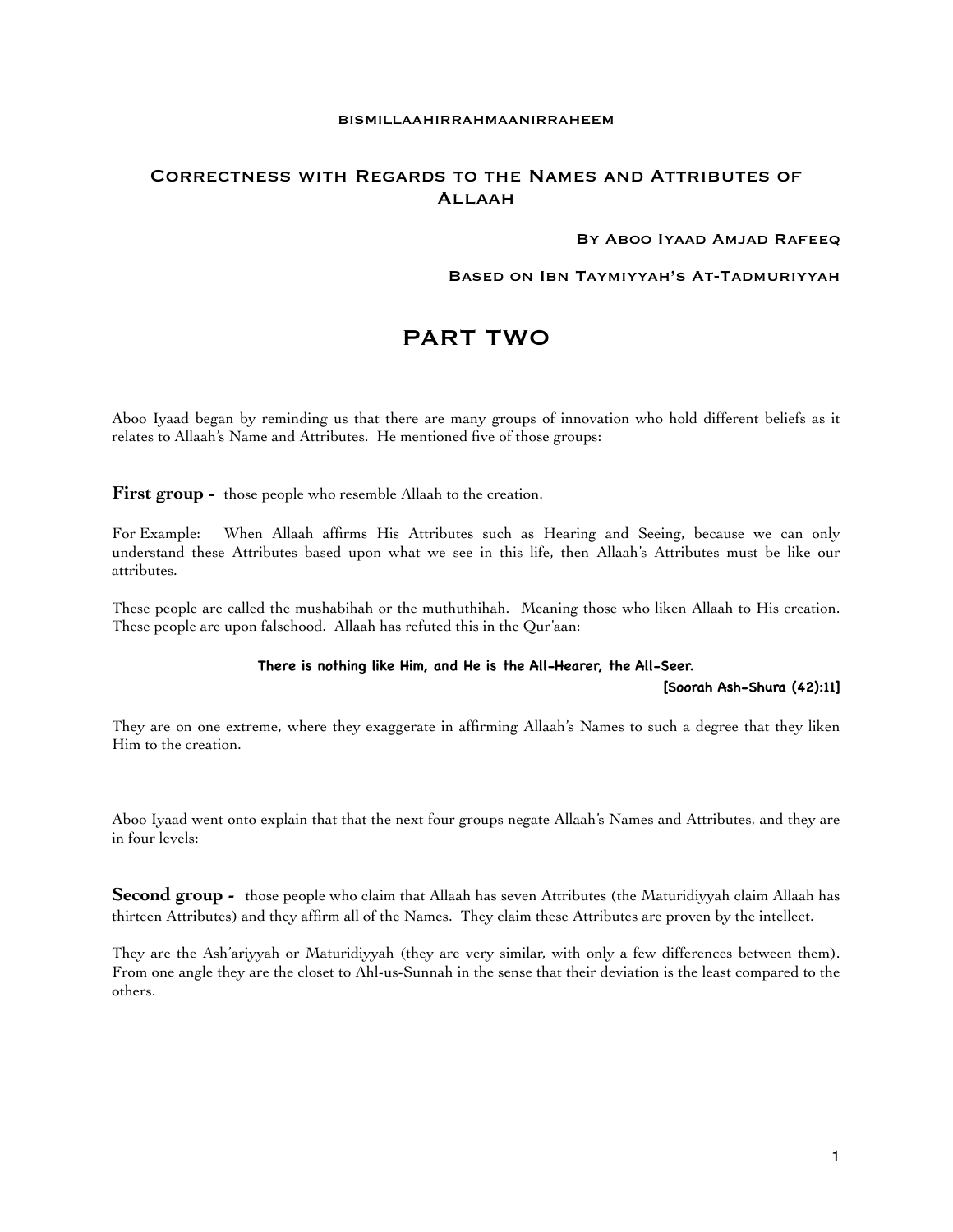BISMILLAAHIRRAHMAANIRRAHEEM

# Correctness with Regards to the Names and Attributes of Allaah

**By Aboo Iyaad Amjad Rafeeq**

**Based on Ibn Taymiyyah's At-Tadmuriyyah**

# PART TWO

Aboo Iyaad began by reminding us that there are many groups of innovation who hold different beliefs as it relates to Allaah's Name and Attributes. He mentioned five of those groups:

**First group -** those people who resemble Allaah to the creation.

For Example: When Allaah affirms His Attributes such as Hearing and Seeing, because we can only understand these Attributes based upon what we see in this life, then Allaah's Attributes must be like our attributes.

These people are called the mushabihah or the muthuthihah. Meaning those who liken Allaah to His creation. These people are upon falsehood. Allaah has refuted this in the Qur'aan:

**There is nothing like Him, and He is the All-Hearer, the All-Seer.**

**[Soorah Ash-Shura (42):11]**

They are on one extreme, where they exaggerate in affirming Allaah's Names to such a degree that they liken Him to the creation.

Aboo Iyaad went onto explain that that the next four groups negate Allaah's Names and Attributes, and they are in four levels:

**Second group -** those people who claim that Allaah has seven Attributes (the Maturidiyyah claim Allaah has thirteen Attributes) and they affirm all of the Names. They claim these Attributes are proven by the intellect.

They are the Ash'ariyyah or Maturidiyyah (they are very similar, with only a few differences between them). From one angle they are the closet to Ahl-us-Sunnah in the sense that their deviation is the least compared to the others.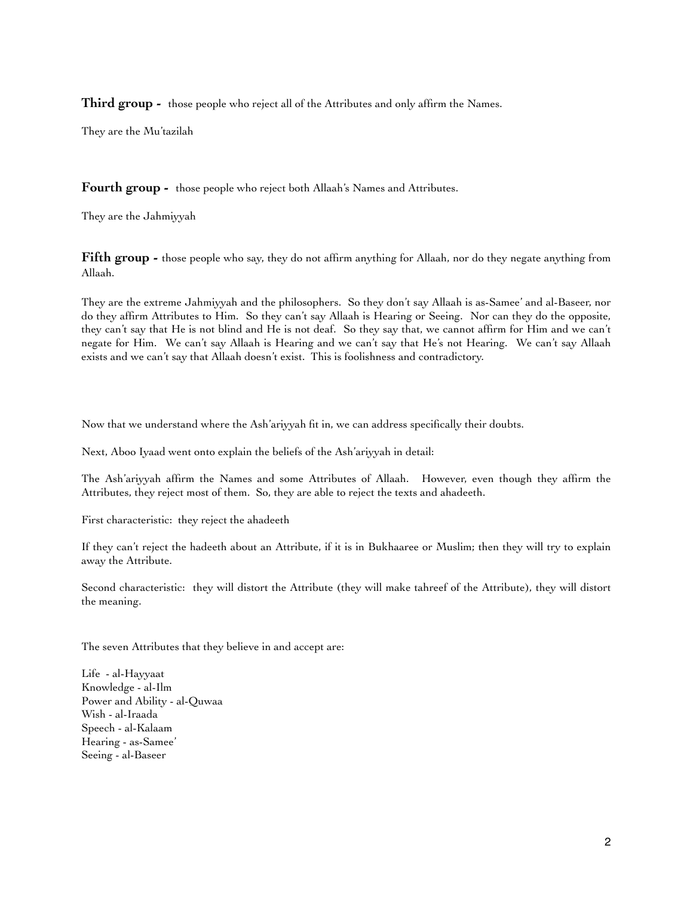**Third group -** those people who reject all of the Attributes and only affirm the Names.

They are the Mu'tazilah

**Fourth group -** those people who reject both Allaah's Names and Attributes.

They are the Jahmiyyah

**Fifth group -** those people who say, they do not affirm anything for Allaah, nor do they negate anything from Allaah.

They are the extreme Jahmiyyah and the philosophers. So they don't say Allaah is as-Samee' and al-Baseer, nor do they affirm Attributes to Him. So they can't say Allaah is Hearing or Seeing. Nor can they do the opposite, they can't say that He is not blind and He is not deaf. So they say that, we cannot affirm for Him and we can't negate for Him. We can't say Allaah is Hearing and we can't say that He's not Hearing. We can't say Allaah exists and we can't say that Allaah doesn't exist. This is foolishness and contradictory.

Now that we understand where the Ash'ariyyah fit in, we can address specifically their doubts.

Next, Aboo Iyaad went onto explain the beliefs of the Ash'ariyyah in detail:

The Ash'ariyyah affirm the Names and some Attributes of Allaah. However, even though they affirm the Attributes, they reject most of them. So, they are able to reject the texts and ahadeeth.

First characteristic: they reject the ahadeeth

If they can't reject the hadeeth about an Attribute, if it is in Bukhaaree or Muslim; then they will try to explain away the Attribute.

Second characteristic: they will distort the Attribute (they will make tahreef of the Attribute), they will distort the meaning.

The seven Attributes that they believe in and accept are:

Life - al-Hayyaat
Knowledge - al-Ilm
Power and Ability - al-Quwaa
Wish - al-Iraada
Speech - al-Kalaam
Hearing - as-Samee'
Seeing - al-Baseer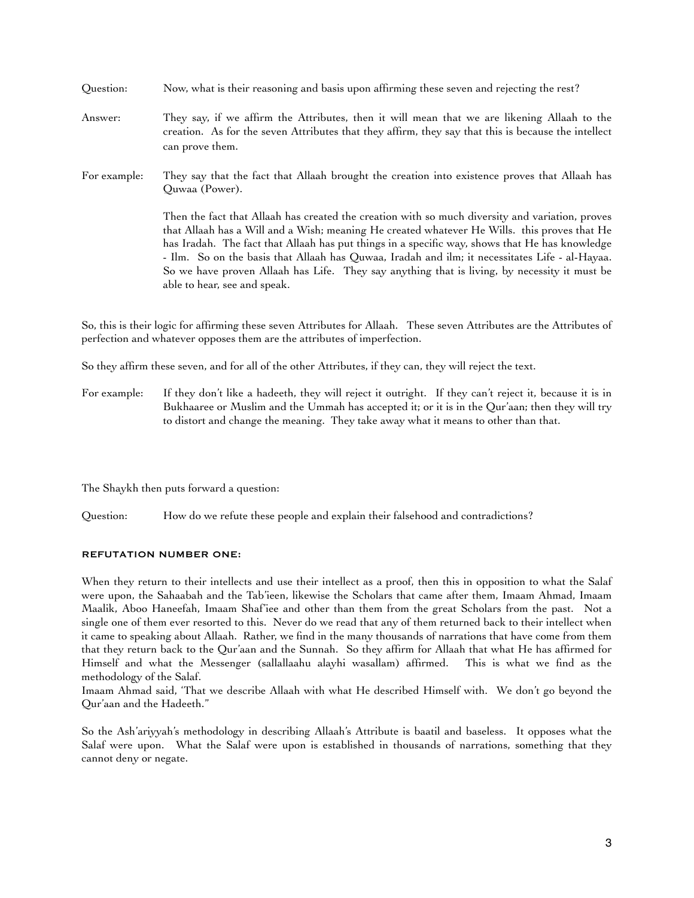Question: Now, what is their reasoning and basis upon affirming these seven and rejecting the rest?

Answer: They say, if we affirm the Attributes, then it will mean that we are likening Allaah to the creation. As for the seven Attributes that they affirm, they say that this is because the intellect can prove them.

For example: They say that the fact that Allaah brought the creation into existence proves that Allaah has Quwaa (Power).

Then the fact that Allaah has created the creation with so much diversity and variation, proves that Allaah has a Will and a Wish; meaning He created whatever He Wills. this proves that He has Iradah. The fact that Allaah has put things in a specific way, shows that He has knowledge - Ilm. So on the basis that Allaah has Quwaa, Iradah and ilm; it necessitates Life - al-Hayaa. So we have proven Allaah has Life. They say anything that is living, by necessity it must be able to hear, see and speak.

So, this is their logic for affirming these seven Attributes for Allaah. These seven Attributes are the Attributes of perfection and whatever opposes them are the attributes of imperfection.

So they affirm these seven, and for all of the other Attributes, if they can, they will reject the text.

For example: If they don't like a hadeeth, they will reject it outright. If they can't reject it, because it is in Bukhaaree or Muslim and the Ummah has accepted it; or it is in the Qur'aan; then they will try to distort and change the meaning. They take away what it means to other than that.

The Shaykh then puts forward a question:

Question: How do we refute these people and explain their falsehood and contradictions?

#### REFUTATION NUMBER ONE:

When they return to their intellects and use their intellect as a proof, then this in opposition to what the Salaf were upon, the Sahaabah and the Tab'ieen, likewise the Scholars that came after them, Imaam Ahmad, Imaam Maalik, Aboo Haneefah, Imaam Shaf'iee and other than them from the great Scholars from the past. Not a single one of them ever resorted to this. Never do we read that any of them returned back to their intellect when it came to speaking about Allaah. Rather, we find in the many thousands of narrations that have come from them that they return back to the Qur'aan and the Sunnah. So they affirm for Allaah that what He has affirmed for Himself and what the Messenger (sallallaahu alayhi wasallam) affirmed. This is what we find as the methodology of the Salaf.
Imaam Ahmad said, 'That we describe Allaah with what He described Himself with. We don't go beyond the Qur'aan and the Hadeeth."

So the Ash'ariyyah's methodology in describing Allaah's Attribute is baatil and baseless. It opposes what the Salaf were upon. What the Salaf were upon is established in thousands of narrations, something that they cannot deny or negate.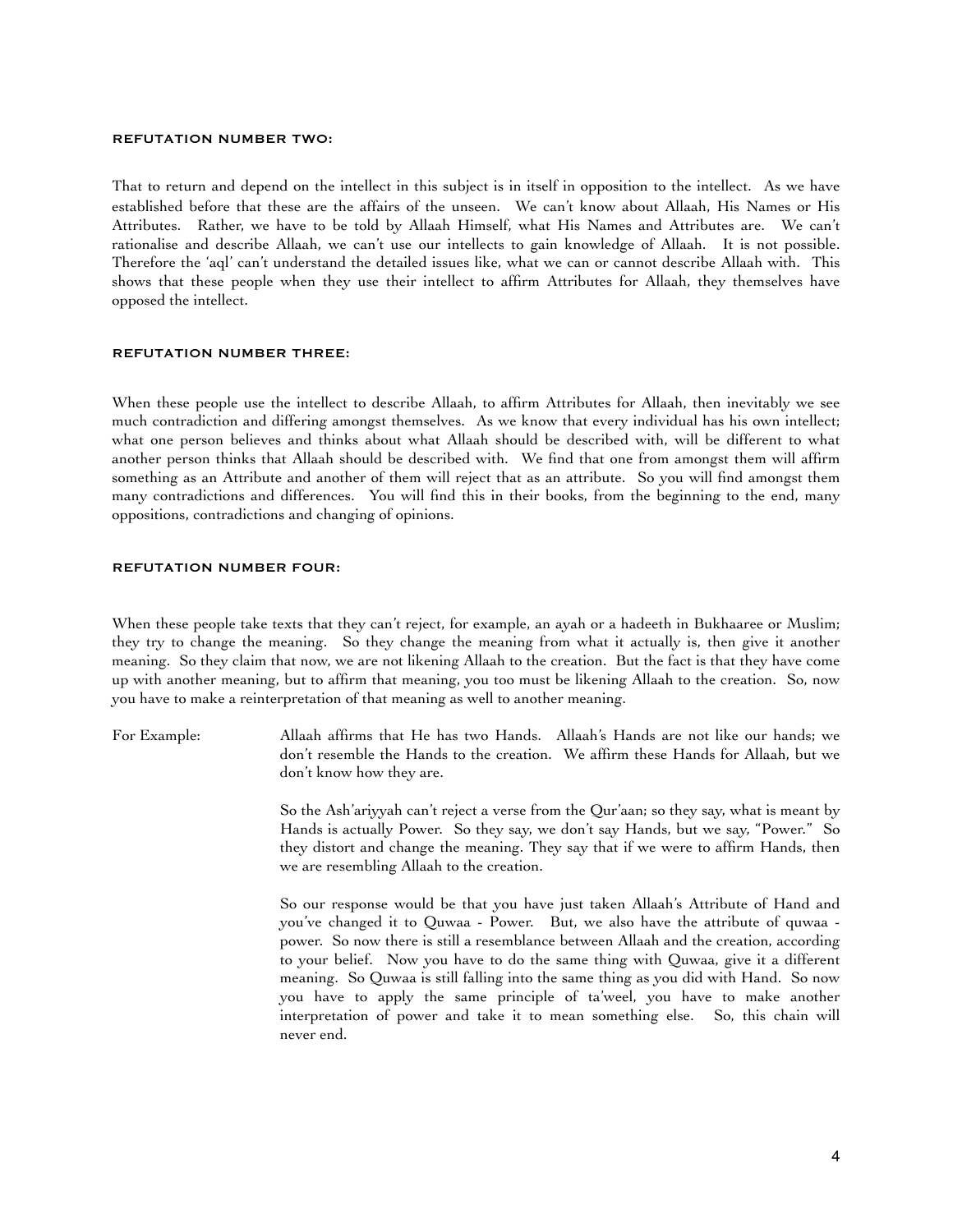### REFUTATION NUMBER TWO:

That to return and depend on the intellect in this subject is in itself in opposition to the intellect. As we have established before that these are the affairs of the unseen. We can't know about Allaah, His Names or His Attributes. Rather, we have to be told by Allaah Himself, what His Names and Attributes are. We can't rationalise and describe Allaah, we can't use our intellects to gain knowledge of Allaah. It is not possible. Therefore the 'aql' can't understand the detailed issues like, what we can or cannot describe Allaah with. This shows that these people when they use their intellect to affirm Attributes for Allaah, they themselves have opposed the intellect.

### REFUTATION NUMBER THREE:

When these people use the intellect to describe Allaah, to affirm Attributes for Allaah, then inevitably we see much contradiction and differing amongst themselves. As we know that every individual has his own intellect; what one person believes and thinks about what Allaah should be described with, will be different to what another person thinks that Allaah should be described with. We find that one from amongst them will affirm something as an Attribute and another of them will reject that as an attribute. So you will find amongst them many contradictions and differences. You will find this in their books, from the beginning to the end, many oppositions, contradictions and changing of opinions.

### REFUTATION NUMBER FOUR:

When these people take texts that they can't reject, for example, an ayah or a hadeeth in Bukhaaree or Muslim; they try to change the meaning. So they change the meaning from what it actually is, then give it another meaning. So they claim that now, we are not likening Allaah to the creation. But the fact is that they have come up with another meaning, but to affirm that meaning, you too must be likening Allaah to the creation. So, now you have to make a reinterpretation of that meaning as well to another meaning.

For Example: Allaah affirms that He has two Hands. Allaah's Hands are not like our hands; we don't resemble the Hands to the creation. We affirm these Hands for Allaah, but we don't know how they are.

So the Ash'ariyyah can't reject a verse from the Qur'aan; so they say, what is meant by Hands is actually Power. So they say, we don't say Hands, but we say, "Power." So they distort and change the meaning. They say that if we were to affirm Hands, then we are resembling Allaah to the creation.

So our response would be that you have just taken Allaah's Attribute of Hand and you've changed it to Quwaa - Power. But, we also have the attribute of quwaa - power. So now there is still a resemblance between Allaah and the creation, according to your belief. Now you have to do the same thing with Quwaa, give it a different meaning. So Quwaa is still falling into the same thing as you did with Hand. So now you have to apply the same principle of ta'weel, you have to make another interpretation of power and take it to mean something else. So, this chain will never end.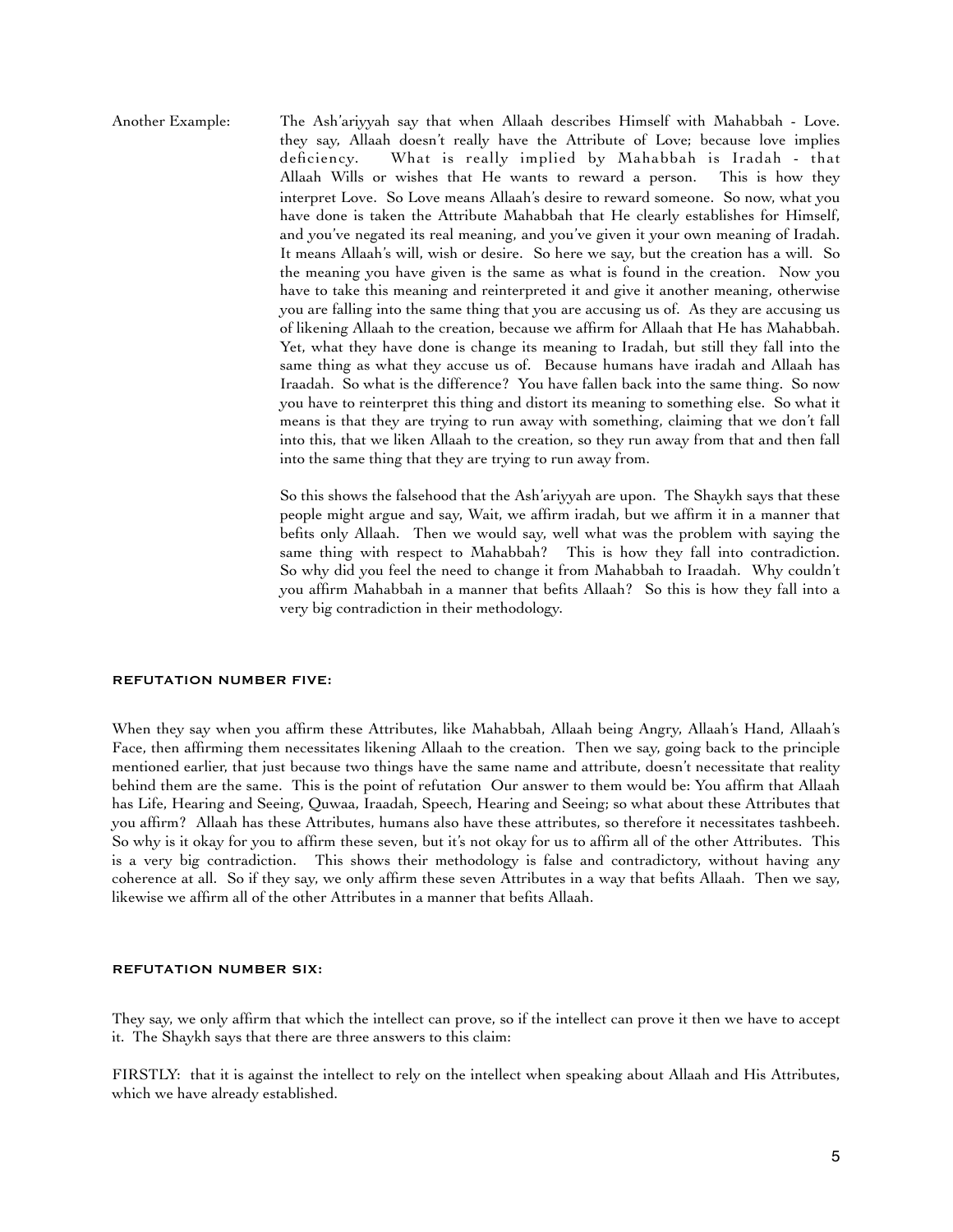Another Example: The Ash'ariyyah say that when Allaah describes Himself with Mahabbah - Love. they say, Allaah doesn't really have the Attribute of Love; because love implies deficiency. What is really implied by Mahabbah is Iradah - that Allaah Wills or wishes that He wants to reward a person. This is how they interpret Love. So Love means Allaah's desire to reward someone. So now, what you have done is taken the Attribute Mahabbah that He clearly establishes for Himself, and you've negated its real meaning, and you've given it your own meaning of Iradah. It means Allaah's will, wish or desire. So here we say, but the creation has a will. So the meaning you have given is the same as what is found in the creation. Now you have to take this meaning and reinterpreted it and give it another meaning, otherwise you are falling into the same thing that you are accusing us of. As they are accusing us of likening Allaah to the creation, because we affirm for Allaah that He has Mahabbah. Yet, what they have done is change its meaning to Iradah, but still they fall into the same thing as what they accuse us of. Because humans have iradah and Allaah has Iraadah. So what is the difference? You have fallen back into the same thing. So now you have to reinterpret this thing and distort its meaning to something else. So what it means is that they are trying to run away with something, claiming that we don't fall into this, that we liken Allaah to the creation, so they run away from that and then fall into the same thing that they are trying to run away from.

So this shows the falsehood that the Ash'ariyyah are upon. The Shaykh says that these people might argue and say, Wait, we affirm iradah, but we affirm it in a manner that befits only Allaah. Then we would say, well what was the problem with saying the same thing with respect to Mahabbah? This is how they fall into contradiction. So why did you feel the need to change it from Mahabbah to Iraadah. Why couldn't you affirm Mahabbah in a manner that befits Allaah? So this is how they fall into a very big contradiction in their methodology.

#### REFUTATION NUMBER FIVE:

When they say when you affirm these Attributes, like Mahabbah, Allaah being Angry, Allaah's Hand, Allaah's Face, then affirming them necessitates likening Allaah to the creation. Then we say, going back to the principle mentioned earlier, that just because two things have the same name and attribute, doesn't necessitate that reality behind them are the same. This is the point of refutation Our answer to them would be: You affirm that Allaah has Life, Hearing and Seeing, Quwaa, Iraadah, Speech, Hearing and Seeing; so what about these Attributes that you affirm? Allaah has these Attributes, humans also have these attributes, so therefore it necessitates tashbeeh. So why is it okay for you to affirm these seven, but it's not okay for us to affirm all of the other Attributes. This is a very big contradiction. This shows their methodology is false and contradictory, without having any coherence at all. So if they say, we only affirm these seven Attributes in a way that befits Allaah. Then we say, likewise we affirm all of the other Attributes in a manner that befits Allaah.

#### REFUTATION NUMBER SIX:

They say, we only affirm that which the intellect can prove, so if the intellect can prove it then we have to accept it. The Shaykh says that there are three answers to this claim:

FIRSTLY: that it is against the intellect to rely on the intellect when speaking about Allaah and His Attributes, which we have already established.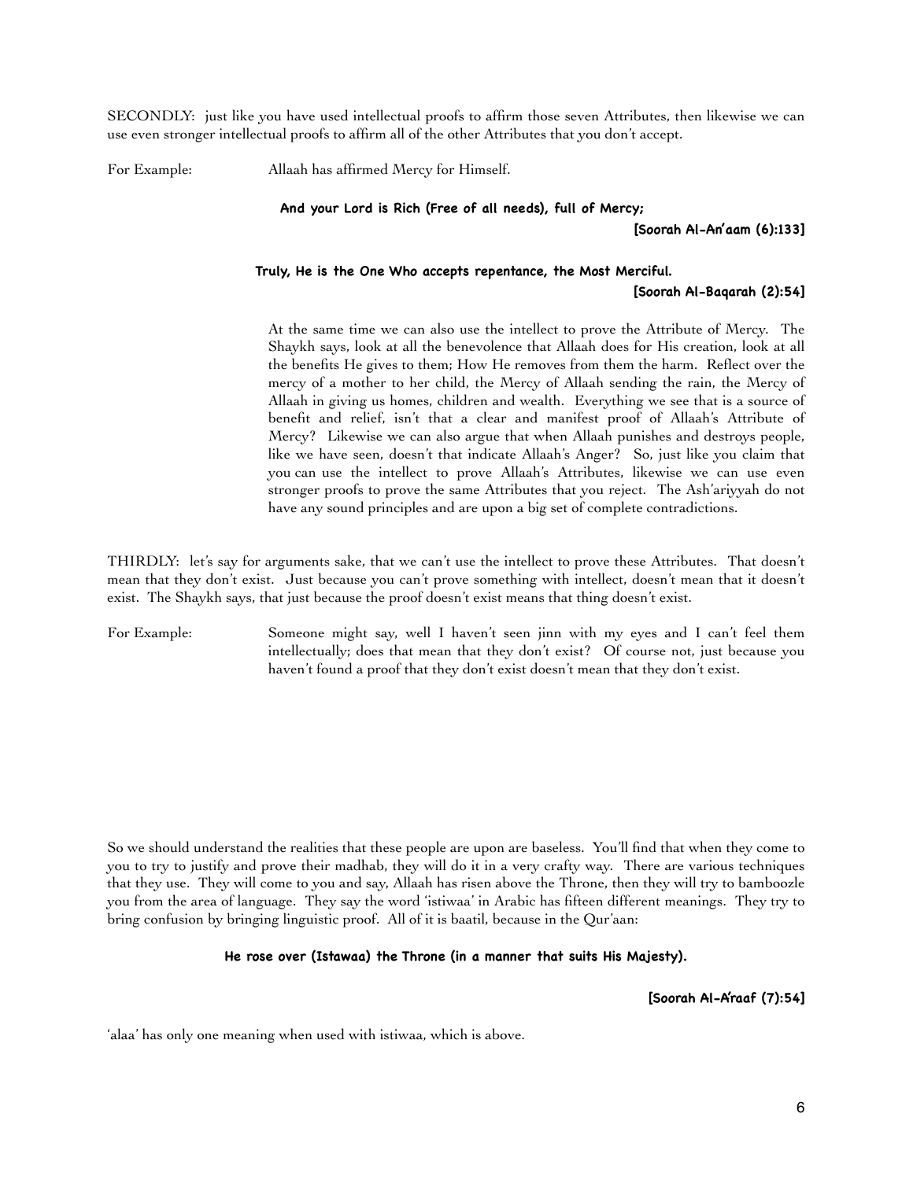SECONDLY: just like you have used intellectual proofs to affirm those seven Attributes, then likewise we can use even stronger intellectual proofs to affirm all of the other Attributes that you don't accept.

For Example: Allaah has affirmed Mercy for Himself.

**And your Lord is Rich (Free of all needs), full of Mercy;**

**[Soorah Al-An'aam (6):133]**

**Truly, He is the One Who accepts repentance, the Most Merciful.**

**[Soorah Al-Baqarah (2):54]**

At the same time we can also use the intellect to prove the Attribute of Mercy. The Shaykh says, look at all the benevolence that Allaah does for His creation, look at all the benefits He gives to them; How He removes from them the harm. Reflect over the mercy of a mother to her child, the Mercy of Allaah sending the rain, the Mercy of Allaah in giving us homes, children and wealth. Everything we see that is a source of benefit and relief, isn't that a clear and manifest proof of Allaah's Attribute of Mercy? Likewise we can also argue that when Allaah punishes and destroys people, like we have seen, doesn't that indicate Allaah's Anger? So, just like you claim that you can use the intellect to prove Allaah's Attributes, likewise we can use even stronger proofs to prove the same Attributes that you reject. The Ash'ariyyah do not have any sound principles and are upon a big set of complete contradictions.

THIRDLY: let's say for arguments sake, that we can't use the intellect to prove these Attributes. That doesn't mean that they don't exist. Just because you can't prove something with intellect, doesn't mean that it doesn't exist. The Shaykh says, that just because the proof doesn't exist means that thing doesn't exist.

For Example: Someone might say, well I haven't seen jinn with my eyes and I can't feel them intellectually; does that mean that they don't exist? Of course not, just because you haven't found a proof that they don't exist doesn't mean that they don't exist.

So we should understand the realities that these people are upon are baseless. You'll find that when they come to you to try to justify and prove their madhab, they will do it in a very crafty way. There are various techniques that they use. They will come to you and say, Allaah has risen above the Throne, then they will try to bamboozle you from the area of language. They say the word 'istiwaa' in Arabic has fifteen different meanings. They try to bring confusion by bringing linguistic proof. All of it is baatil, because in the Qur'aan:

**He rose over (Istawaa) the Throne (in a manner that suits His Majesty).**

**[Soorah Al-A'raaf (7):54]**

'alaa' has only one meaning when used with istiwaa, which is above.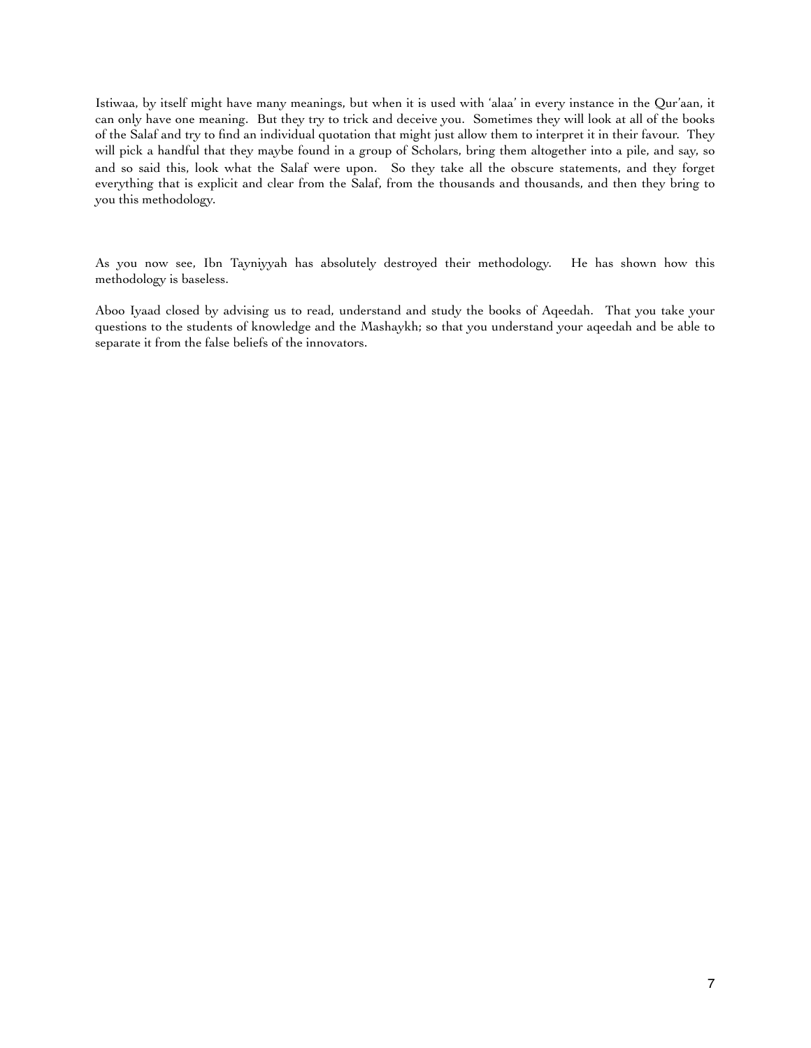Istiwaa, by itself might have many meanings, but when it is used with 'alaa' in every instance in the Qur'aan, it can only have one meaning. But they try to trick and deceive you. Sometimes they will look at all of the books of the Salaf and try to find an individual quotation that might just allow them to interpret it in their favour. They will pick a handful that they maybe found in a group of Scholars, bring them altogether into a pile, and say, so and so said this, look what the Salaf were upon. So they take all the obscure statements, and they forget everything that is explicit and clear from the Salaf, from the thousands and thousands, and then they bring to you this methodology.

As you now see, Ibn Tayniyyah has absolutely destroyed their methodology. He has shown how this methodology is baseless.

Aboo Iyaad closed by advising us to read, understand and study the books of Aqeedah. That you take your questions to the students of knowledge and the Mashaykh; so that you understand your aqeedah and be able to separate it from the false beliefs of the innovators.